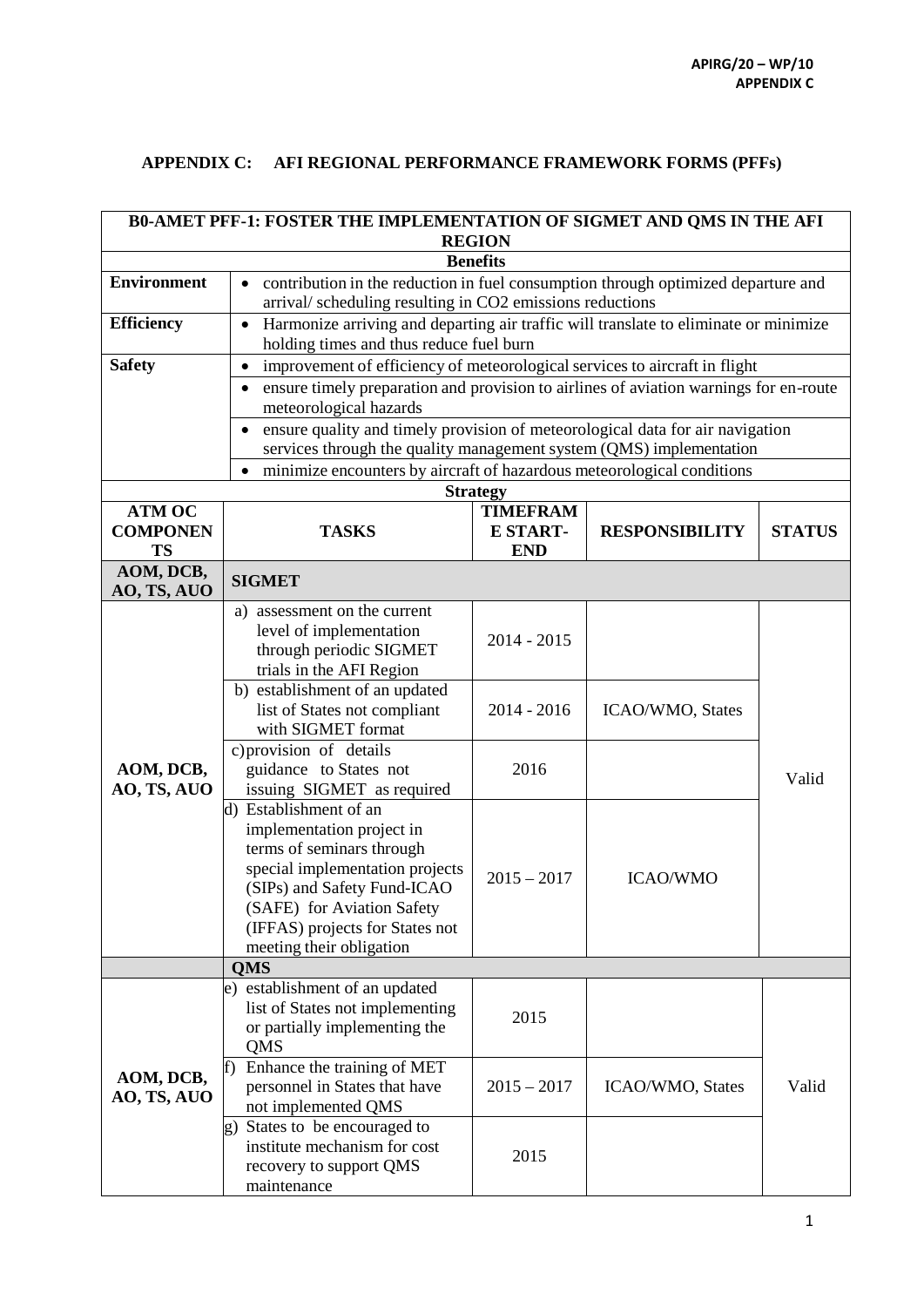## APPENDIX C: AFI REGIONAL PERFORMANCE FRAMEWORK FORMS (PFFs)

| B0-AMET PFF-1: FOSTER THE IMPLEMENTATION OF SIGMET AND QMS IN THE AFI REGION | | | | |
|---|---|---|---|---|
| **Benefits** | | | | |
| **Environment** | • contribution in the reduction in fuel consumption through optimized departure and arrival/ scheduling resulting in $CO_2$ emissions reductions | | | |
| **Efficiency** | • Harmonize arriving and departing air traffic will translate to eliminate or minimize holding times and thus reduce fuel burn | | | |
| **Safety** | • improvement of efficiency of meteorological services to aircraft in flight<br>• ensure timely preparation and provision to airlines of aviation warnings for en-route meteorological hazards<br>• ensure quality and timely provision of meteorological data for air navigation services through the quality management system (QMS) implementation<br>• minimize encounters by aircraft of hazardous meteorological conditions | | | |
| **Strategy** | | | | |
| **ATM OC COMPONENTS** | **TASKS** | **TIMEFRAME START-END** | **RESPONSIBILITY** | **STATUS** |
| **AOM, DCB, AO, TS, AUO** | **SIGMET** | | | |
| **AOM, DCB, AO, TS, AUO** | a) assessment on the current level of implementation through periodic SIGMET trials in the AFI Region | 2014 - 2015 | | Valid |
| | b) establishment of an updated list of States not compliant with SIGMET format | 2014 - 2016 | ICAO/WMO, States | |
| | c) provision of details guidance to States not issuing SIGMET as required | 2016 | | |
| | d) Establishment of an implementation project in terms of seminars through special implementation projects (SIPs) and Safety Fund-ICAO (SAFE) for Aviation Safety (IFFAS) projects for States not meeting their obligation | 2015 – 2017 | ICAO/WMO | |
| | **QMS** | | | |
| **AOM, DCB, AO, TS, AUO** | e) establishment of an updated list of States not implementing or partially implementing the QMS | 2015 | | Valid |
| | f) Enhance the training of MET personnel in States that have not implemented QMS | 2015 – 2017 | ICAO/WMO, States | |
| | g) States to be encouraged to institute mechanism for cost recovery to support QMS maintenance | 2015 | | |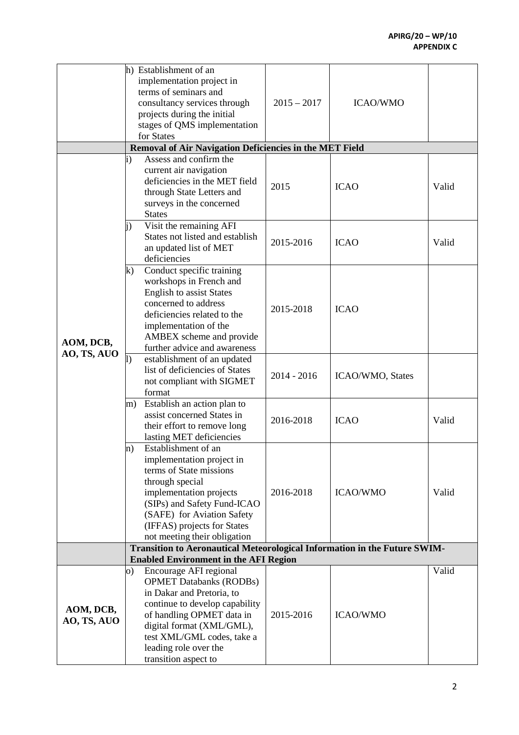| | | | | |
|---|---|---|---|---|
| | h) Establishment of an implementation project in terms of seminars and consultancy services through projects during the initial stages of QMS implementation for States | 2015 – 2017 | ICAO/WMO | |
| | **Removal of Air Navigation Deficiencies in the MET Field** | | | |
| **AOM, DCB, AO, TS, AUO** | i) Assess and confirm the current air navigation deficiencies in the MET field through State Letters and surveys in the concerned States | 2015 | ICAO | Valid |
| | j) Visit the remaining AFI States not listed and establish an updated list of MET deficiencies | 2015-2016 | ICAO | Valid |
| | k) Conduct specific training workshops in French and English to assist States concerned to address deficiencies related to the implementation of the AMBEX scheme and provide further advice and awareness | 2015-2018 | ICAO | |
| | l) establishment of an updated list of deficiencies of States not compliant with SIGMET format | 2014 - 2016 | ICAO/WMO, States | |
| | m) Establish an action plan to assist concerned States in their effort to remove long lasting MET deficiencies | 2016-2018 | ICAO | Valid |
| | n) Establishment of an implementation project in terms of State missions through special implementation projects (SIPs) and Safety Fund-ICAO (SAFE) for Aviation Safety (IFFAS) projects for States not meeting their obligation | 2016-2018 | ICAO/WMO | Valid |
| | **Transition to Aeronautical Meteorological Information in the Future SWIM-Enabled Environment in the AFI Region** | | | |
| **AOM, DCB, AO, TS, AUO** | o) Encourage AFI regional OPMET Databanks (RODBs) in Dakar and Pretoria, to continue to develop capability of handling OPMET data in digital format (XML/GML), test XML/GML codes, take a leading role over the transition aspect to | 2015-2016 | ICAO/WMO | Valid |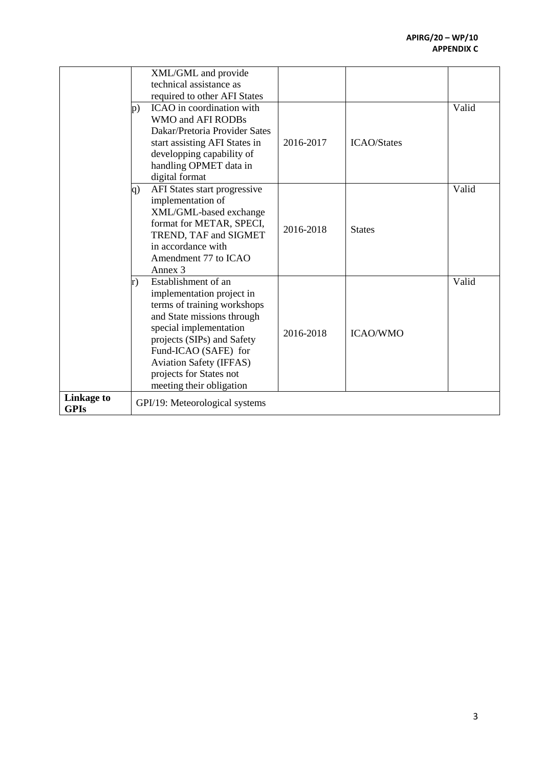| | | | | |
|---|---|---|---|---|
| | XML/GML and provide technical assistance as required to other AFI States | | | |
| | p) ICAO in coordination with WMO and AFI RODBs Dakar/Pretoria Provider Sates start assisting AFI States in developping capability of handling OPMET data in digital format | 2016-2017 | ICAO/States | Valid |
| | q) AFI States start progressive implementation of XML/GML-based exchange format for METAR, SPECI, TREND, TAF and SIGMET in accordance with Amendment 77 to ICAO Annex 3 | 2016-2018 | States | Valid |
| | r) Establishment of an implementation project in terms of training workshops and State missions through special implementation projects (SIPs) and Safety Fund-ICAO (SAFE) for Aviation Safety (IFFAS) projects for States not meeting their obligation | 2016-2018 | ICAO/WMO | Valid |
| **Linkage to GPIs** | GPI/19: Meteorological systems | | | |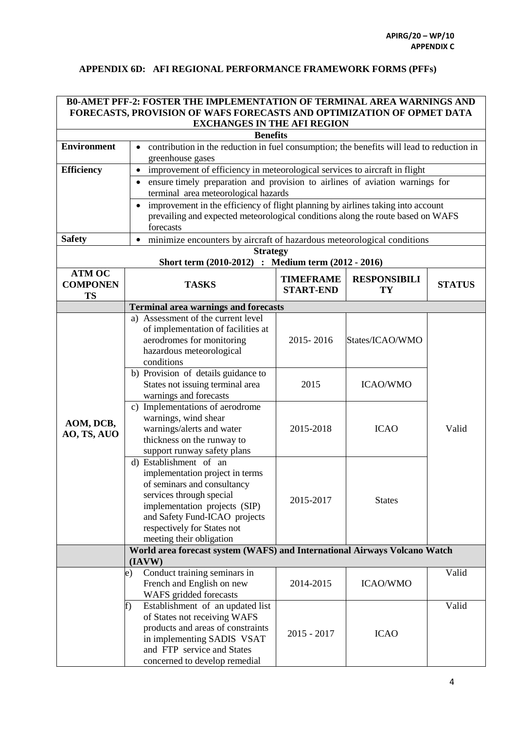APIRG/20 – WP/10
APPENDIX C

## APPENDIX 6D: AFI REGIONAL PERFORMANCE FRAMEWORK FORMS (PFFs)

| **B0-AMET PFF-2: FOSTER THE IMPLEMENTATION OF TERMINAL AREA WARNINGS AND FORECASTS, PROVISION OF WAFS FORECASTS AND OPTIMIZATION OF OPMET DATA EXCHANGES IN THE AFI REGION** | | | | |
|---|---|---|---|---|
| **Benefits** | | | | |
| **Environment** | • contribution in the reduction in fuel consumption; the benefits will lead to reduction in greenhouse gases | | | |
| **Efficiency** | • improvement of efficiency in meteorological services to aircraft in flight | | | |
| | • ensure timely preparation and provision to airlines of aviation warnings for terminal area meteorological hazards | | | |
| | • improvement in the efficiency of flight planning by airlines taking into account prevailing and expected meteorological conditions along the route based on WAFS forecasts | | | |
| **Safety** | • minimize encounters by aircraft of hazardous meteorological conditions | | | |
| **Strategy**<br>**Short term (2010-2012) : Medium term (2012 - 2016)** | | | | |
| **ATM OC COMPONENTS** | **TASKS** | **TIMEFRAME START-END** | **RESPONSIBILITY** | **STATUS** |
| | **Terminal area warnings and forecasts** | | | |
| AOM, DCB, AO, TS, AUO | a) Assessment of the current level of implementation of facilities at aerodromes for monitoring hazardous meteorological conditions | 2015- 2016 | States/ICAO/WMO | Valid |
| | b) Provision of details guidance to States not issuing terminal area warnings and forecasts | 2015 | ICAO/WMO | |
| | c) Implementations of aerodrome warnings, wind shear warnings/alerts and water thickness on the runway to support runway safety plans | 2015-2018 | ICAO | |
| | d) Establishment of an implementation project in terms of seminars and consultancy services through special implementation projects (SIP) and Safety Fund-ICAO projects respectively for States not meeting their obligation | 2015-2017 | States | |
| | **World area forecast system (WAFS) and International Airways Volcano Watch (IAVW)** | | | |
| | e) Conduct training seminars in French and English on new WAFS gridded forecasts | 2014-2015 | ICAO/WMO | Valid |
| | f) Establishment of an updated list of States not receiving WAFS products and areas of constraints in implementing SADIS VSAT and FTP service and States concerned to develop remedial | 2015 - 2017 | ICAO | Valid |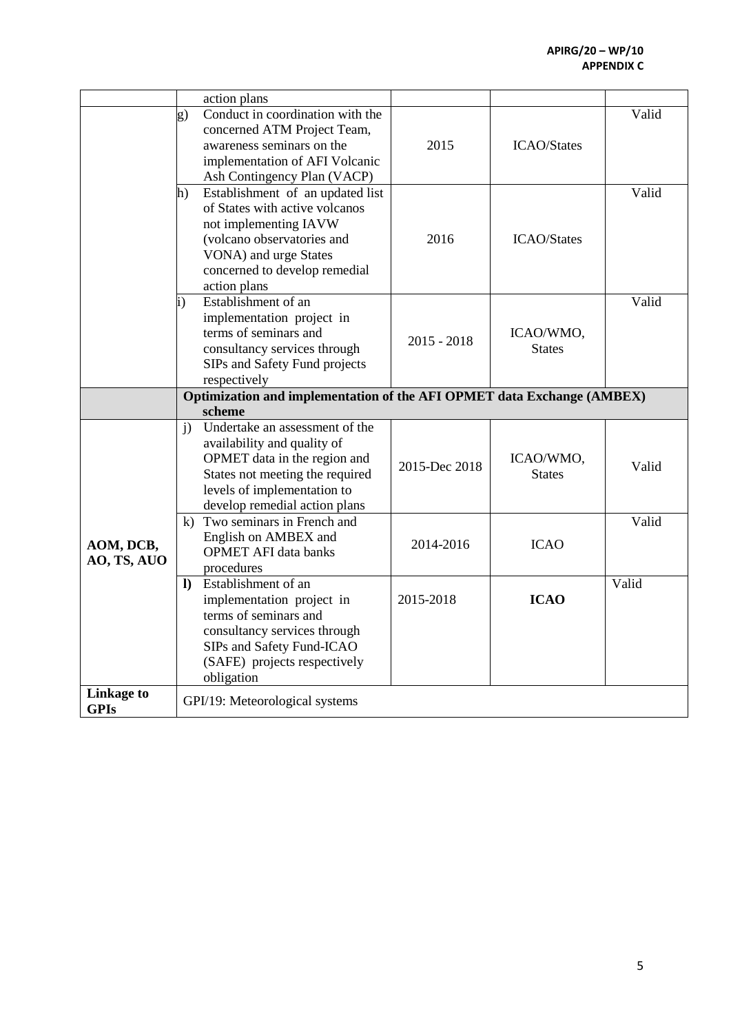| | | | | |
|---|---|---|---|---|
| | action plans | | | |
| | g) Conduct in coordination with the concerned ATM Project Team, awareness seminars on the implementation of AFI Volcanic Ash Contingency Plan (VACP) | 2015 | ICAO/States | Valid |
| | h) Establishment of an updated list of States with active volcanos not implementing IAVW (volcano observatories and VONA) and urge States concerned to develop remedial action plans | 2016 | ICAO/States | Valid |
| | i) Establishment of an implementation project in terms of seminars and consultancy services through SIPs and Safety Fund projects respectively | 2015 - 2018 | ICAO/WMO, States | Valid |
| | **Optimization and implementation of the AFI OPMET data Exchange (AMBEX) scheme** | | | |
| **AOM, DCB, AO, TS, AUO** | j) Undertake an assessment of the availability and quality of OPMET data in the region and States not meeting the required levels of implementation to develop remedial action plans | 2015-Dec 2018 | ICAO/WMO, States | Valid |
| | k) Two seminars in French and English on AMBEX and OPMET AFI data banks procedures | 2014-2016 | ICAO | Valid |
| | **l)** Establishment of an implementation project in terms of seminars and consultancy services through SIPs and Safety Fund-ICAO (SAFE) projects respectively obligation | 2015-2018 | **ICAO** | Valid |
| **Linkage to GPIs** | GPI/19: Meteorological systems | | | |